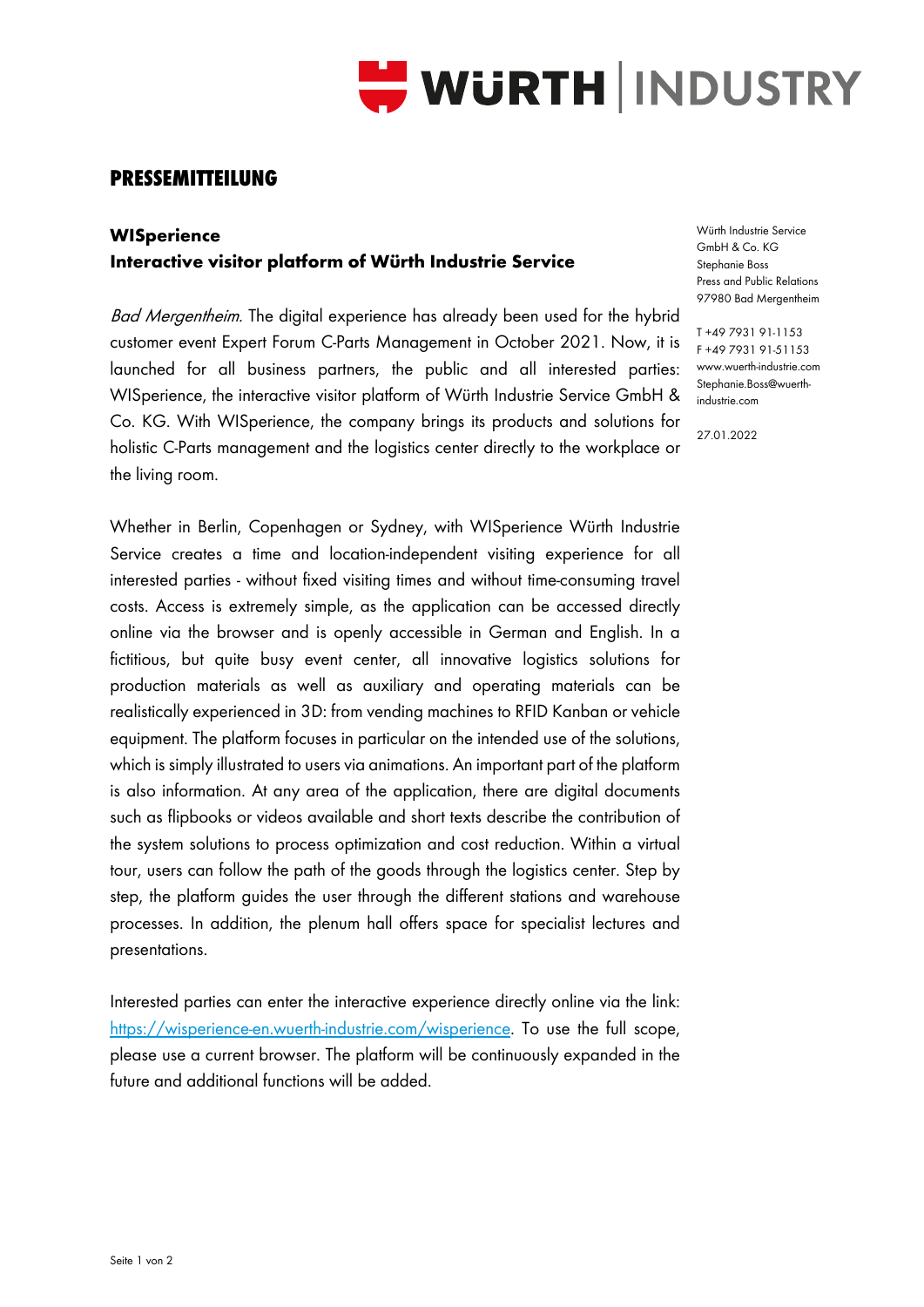# PRESSEMITTEILUNG

## WISperience
## Interactive visitor platform of Würth Industrie Service

Würth Industrie Service GmbH & Co. KG
Stephanie Boss
Press and Public Relations
97980 Bad Mergentheim

T +49 7931 91-1153
F +49 7931 91-51153
www.wuerth-industrie.com
Stephanie.Boss@wuerth-industrie.com

27.01.2022

*Bad Mergentheim.* The digital experience has already been used for the hybrid customer event Expert Forum C-Parts Management in October 2021. Now, it is launched for all business partners, the public and all interested parties: WISperience, the interactive visitor platform of Würth Industrie Service GmbH & Co. KG. With WISperience, the company brings its products and solutions for holistic C-Parts management and the logistics center directly to the workplace or the living room.

Whether in Berlin, Copenhagen or Sydney, with WISperience Würth Industrie Service creates a time and location-independent visiting experience for all interested parties - without fixed visiting times and without time-consuming travel costs. Access is extremely simple, as the application can be accessed directly online via the browser and is openly accessible in German and English. In a fictitious, but quite busy event center, all innovative logistics solutions for production materials as well as auxiliary and operating materials can be realistically experienced in 3D: from vending machines to RFID Kanban or vehicle equipment. The platform focuses in particular on the intended use of the solutions, which is simply illustrated to users via animations. An important part of the platform is also information. At any area of the application, there are digital documents such as flipbooks or videos available and short texts describe the contribution of the system solutions to process optimization and cost reduction. Within a virtual tour, users can follow the path of the goods through the logistics center. Step by step, the platform guides the user through the different stations and warehouse processes. In addition, the plenum hall offers space for specialist lectures and presentations.

Interested parties can enter the interactive experience directly online via the link: https://wisperience-en.wuerth-industrie.com/wisperience. To use the full scope, please use a current browser. The platform will be continuously expanded in the future and additional functions will be added.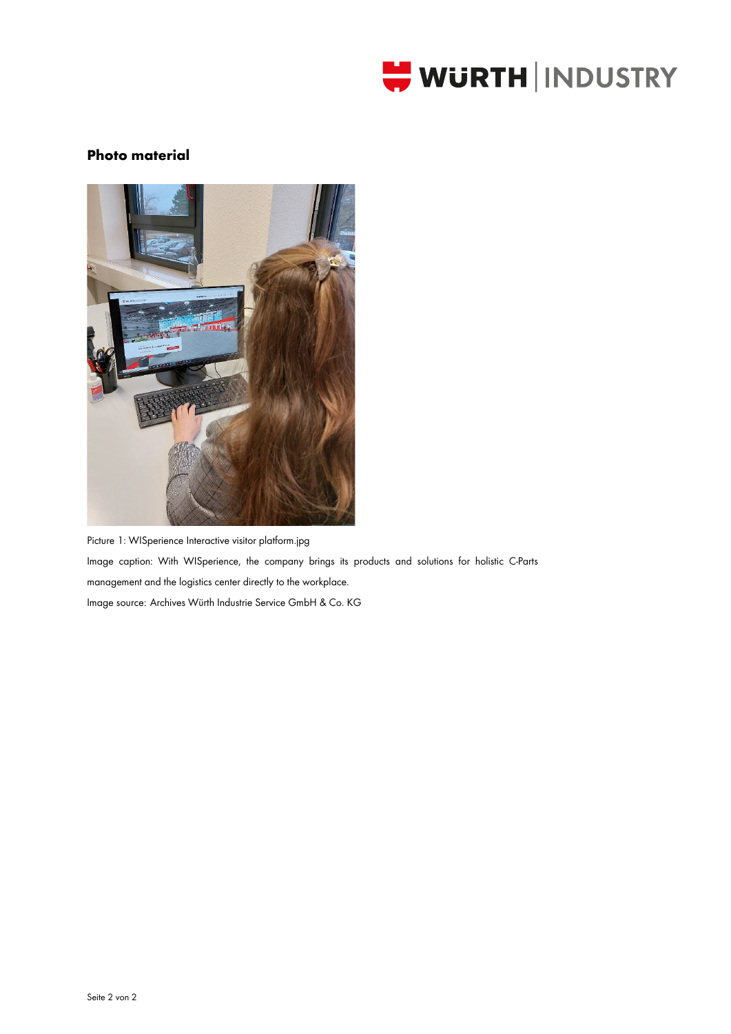## Photo material

Picture 1: WISperience Interactive visitor platform.jpg

Image caption: With WISperience, the company brings its products and solutions for holistic C-Parts management and the logistics center directly to the workplace.

Image source: Archives Würth Industrie Service GmbH & Co. KG